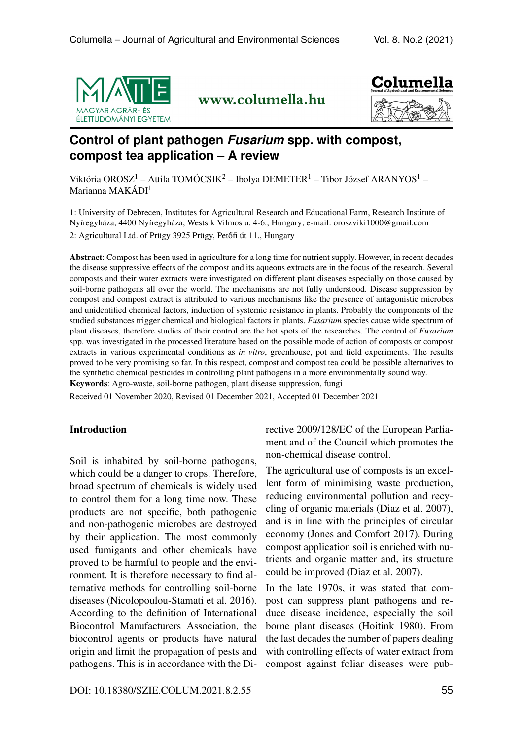# Control of plant pathogen *Fusarium* spp. with compost, compost tea application – A review

Viktória OROSZ[1] – Attila TOMÓCSIK[2] – Ibolya DEMETER[1] – Tibor József ARANYOS[1] – Marianna MAKÁDI[1]

1: University of Debrecen, Institutes for Agricultural Research and Educational Farm, Research Institute of Nyíregyháza, 4400 Nyíregyháza, Westsik Vilmos u. 4-6., Hungary; e-mail: oroszviki1000@gmail.com

2: Agricultural Ltd. of Prügy 3925 Prügy, Petőfi út 11., Hungary

**Abstract**: Compost has been used in agriculture for a long time for nutrient supply. However, in recent decades the disease suppressive effects of the compost and its aqueous extracts are in the focus of the research. Several composts and their water extracts were investigated on different plant diseases especially on those caused by soil-borne pathogens all over the world. The mechanisms are not fully understood. Disease suppression by compost and compost extract is attributed to various mechanisms like the presence of antagonistic microbes and unidentified chemical factors, induction of systemic resistance in plants. Probably the components of the studied substances trigger chemical and biological factors in plants. *Fusarium* species cause wide spectrum of plant diseases, therefore studies of their control are the hot spots of the researches. The control of *Fusarium* spp. was investigated in the processed literature based on the possible mode of action of composts or compost extracts in various experimental conditions as *in vitro*, greenhouse, pot and field experiments. The results proved to be very promising so far. In this respect, compost and compost tea could be possible alternatives to the synthetic chemical pesticides in controlling plant pathogens in a more environmentally sound way.

**Keywords**: Agro-waste, soil-borne pathogen, plant disease suppression, fungi

Received 01 November 2020, Revised 01 December 2021, Accepted 01 December 2021

## Introduction

Soil is inhabited by soil-borne pathogens, which could be a danger to crops. Therefore, broad spectrum of chemicals is widely used to control them for a long time now. These products are not specific, both pathogenic and non-pathogenic microbes are destroyed by their application. The most commonly used fumigants and other chemicals have proved to be harmful to people and the environment. It is therefore necessary to find alternative methods for controlling soil-borne diseases (Nicolopoulou-Stamati et al. 2016). According to the definition of International Biocontrol Manufacturers Association, the biocontrol agents or products have natural origin and limit the propagation of pests and pathogens. This is in accordance with the Directive 2009/128/EC of the European Parliament and of the Council which promotes the non-chemical disease control.

The agricultural use of composts is an excellent form of minimising waste production, reducing environmental pollution and recycling of organic materials (Diaz et al. 2007), and is in line with the principles of circular economy (Jones and Comfort 2017). During compost application soil is enriched with nutrients and organic matter and, its structure could be improved (Diaz et al. 2007).

In the late 1970s, it was stated that compost can suppress plant pathogens and reduce disease incidence, especially the soil borne plant diseases (Hoitink 1980). From the last decades the number of papers dealing with controlling effects of water extract from compost against foliar diseases were pub-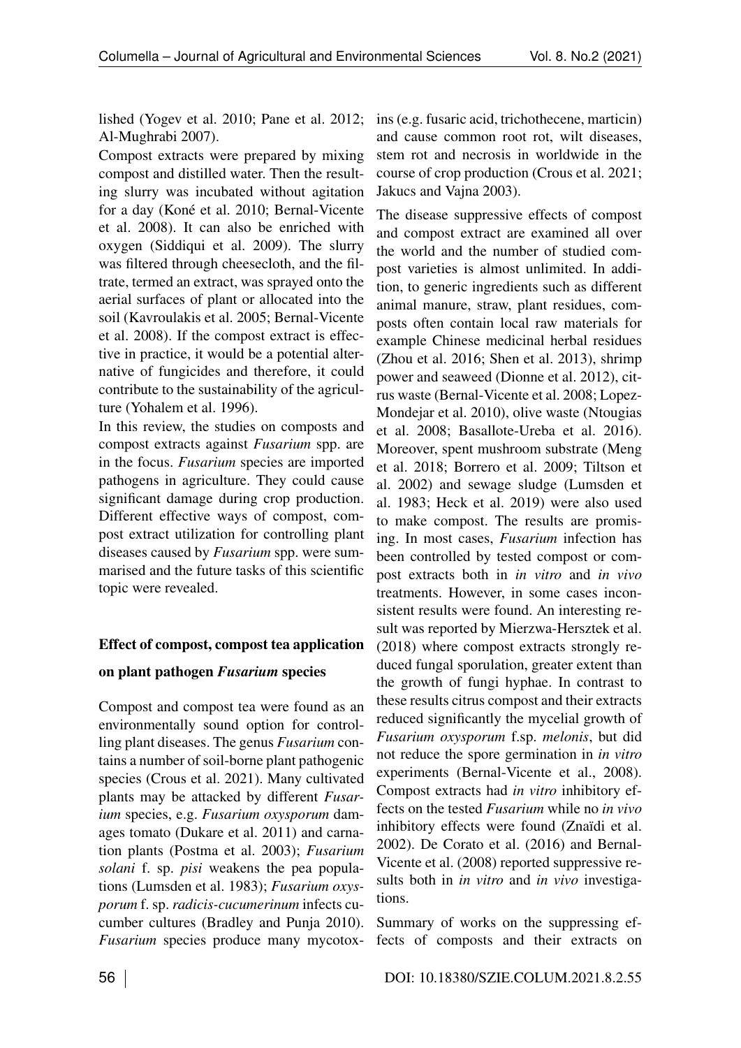lished (Yogev et al. 2010; Pane et al. 2012; Al-Mughrabi 2007).

Compost extracts were prepared by mixing compost and distilled water. Then the resulting slurry was incubated without agitation for a day (Koné et al. 2010; Bernal-Vicente et al. 2008). It can also be enriched with oxygen (Siddiqui et al. 2009). The slurry was filtered through cheesecloth, and the filtrate, termed an extract, was sprayed onto the aerial surfaces of plant or allocated into the soil (Kavroulakis et al. 2005; Bernal-Vicente et al. 2008). If the compost extract is effective in practice, it would be a potential alternative of fungicides and therefore, it could contribute to the sustainability of the agriculture (Yohalem et al. 1996).

In this review, the studies on composts and compost extracts against *Fusarium* spp. are in the focus. *Fusarium* species are imported pathogens in agriculture. They could cause significant damage during crop production. Different effective ways of compost, compost extract utilization for controlling plant diseases caused by *Fusarium* spp. were summarised and the future tasks of this scientific topic were revealed.

## Effect of compost, compost tea application on plant pathogen *Fusarium* species

Compost and compost tea were found as an environmentally sound option for controlling plant diseases. The genus *Fusarium* contains a number of soil-borne plant pathogenic species (Crous et al. 2021). Many cultivated plants may be attacked by different *Fusarium* species, e.g. *Fusarium oxysporum* damages tomato (Dukare et al. 2011) and carnation plants (Postma et al. 2003); *Fusarium solani* f. sp. *pisi* weakens the pea populations (Lumsden et al. 1983); *Fusarium oxysporum* f. sp. *radicis-cucumerinum* infects cucumber cultures (Bradley and Punja 2010). *Fusarium* species produce many mycotoxins (e.g. fusaric acid, trichothecene, marticin) and cause common root rot, wilt diseases, stem rot and necrosis in worldwide in the course of crop production (Crous et al. 2021; Jakucs and Vajna 2003).

The disease suppressive effects of compost and compost extract are examined all over the world and the number of studied compost varieties is almost unlimited. In addition, to generic ingredients such as different animal manure, straw, plant residues, composts often contain local raw materials for example Chinese medicinal herbal residues (Zhou et al. 2016; Shen et al. 2013), shrimp power and seaweed (Dionne et al. 2012), citrus waste (Bernal-Vicente et al. 2008; Lopez-Mondejar et al. 2010), olive waste (Ntougias et al. 2008; Basallote-Ureba et al. 2016). Moreover, spent mushroom substrate (Meng et al. 2018; Borrero et al. 2009; Tiltson et al. 2002) and sewage sludge (Lumsden et al. 1983; Heck et al. 2019) were also used to make compost. The results are promising. In most cases, *Fusarium* infection has been controlled by tested compost or compost extracts both in *in vitro* and *in vivo* treatments. However, in some cases inconsistent results were found. An interesting result was reported by Mierzwa-Hersztek et al. (2018) where compost extracts strongly reduced fungal sporulation, greater extent than the growth of fungi hyphae. In contrast to these results citrus compost and their extracts reduced significantly the mycelial growth of *Fusarium oxysporum* f.sp. *melonis*, but did not reduce the spore germination in *in vitro* experiments (Bernal-Vicente et al., 2008). Compost extracts had *in vitro* inhibitory effects on the tested *Fusarium* while no *in vivo* inhibitory effects were found (Znaïdi et al. 2002). De Corato et al. (2016) and Bernal-Vicente et al. (2008) reported suppressive results both in *in vitro* and *in vivo* investigations.

Summary of works on the suppressing effects of composts and their extracts on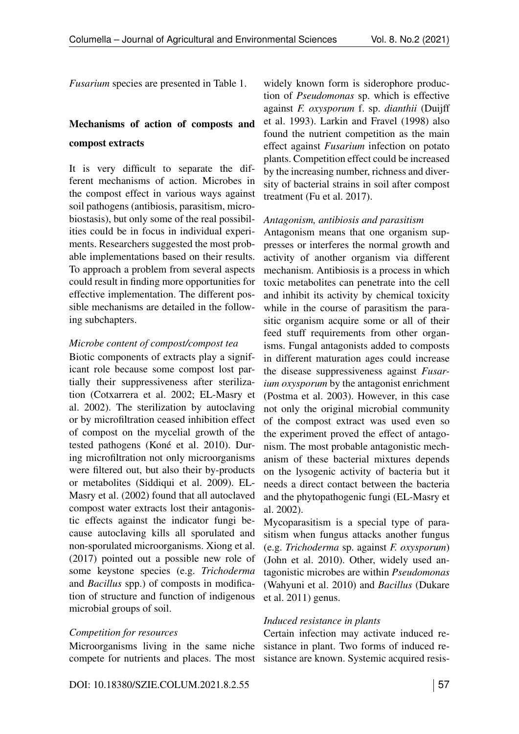*Fusarium* species are presented in Table 1.

## Mechanisms of action of composts and compost extracts

It is very difficult to separate the different mechanisms of action. Microbes in the compost effect in various ways against soil pathogens (antibiosis, parasitism, microbiostasis), but only some of the real possibilities could be in focus in individual experiments. Researchers suggested the most probable implementations based on their results. To approach a problem from several aspects could result in finding more opportunities for effective implementation. The different possible mechanisms are detailed in the following subchapters.

### *Microbe content of compost/compost tea*

Biotic components of extracts play a significant role because some compost lost partially their suppressiveness after sterilization (Cotxarrera et al. 2002; EL-Masry et al. 2002). The sterilization by autoclaving or by microfiltration ceased inhibition effect of compost on the mycelial growth of the tested pathogens (Koné et al. 2010). During microfiltration not only microorganisms were filtered out, but also their by-products or metabolites (Siddiqui et al. 2009). EL-Masry et al. (2002) found that all autoclaved compost water extracts lost their antagonistic effects against the indicator fungi because autoclaving kills all sporulated and non-sporulated microorganisms. Xiong et al. (2017) pointed out a possible new role of some keystone species (e.g. *Trichoderma* and *Bacillus* spp.) of composts in modification of structure and function of indigenous microbial groups of soil.

### *Competition for resources*

Microorganisms living in the same niche compete for nutrients and places. The most widely known form is siderophore production of *Pseudomonas* sp. which is effective against *F. oxysporum* f. sp. *dianthii* (Duijff et al. 1993). Larkin and Fravel (1998) also found the nutrient competition as the main effect against *Fusarium* infection on potato plants. Competition effect could be increased by the increasing number, richness and diversity of bacterial strains in soil after compost treatment (Fu et al. 2017).

### *Antagonism, antibiosis and parasitism*

Antagonism means that one organism suppresses or interferes the normal growth and activity of another organism via different mechanism. Antibiosis is a process in which toxic metabolites can penetrate into the cell and inhibit its activity by chemical toxicity while in the course of parasitism the parasitic organism acquire some or all of their feed stuff requirements from other organisms. Fungal antagonists added to composts in different maturation ages could increase the disease suppressiveness against *Fusarium oxysporum* by the antagonist enrichment (Postma et al. 2003). However, in this case not only the original microbial community of the compost extract was used even so the experiment proved the effect of antagonism. The most probable antagonistic mechanism of these bacterial mixtures depends on the lysogenic activity of bacteria but it needs a direct contact between the bacteria and the phytopathogenic fungi (EL-Masry et al. 2002).

Mycoparasitism is a special type of parasitism when fungus attacks another fungus (e.g. *Trichoderma* sp. against *F. oxysporum*) (John et al. 2010). Other, widely used antagonistic microbes are within *Pseudomonas* (Wahyuni et al. 2010) and *Bacillus* (Dukare et al. 2011) genus.

### *Induced resistance in plants*

Certain infection may activate induced resistance in plant. Two forms of induced resistance are known. Systemic acquired resis-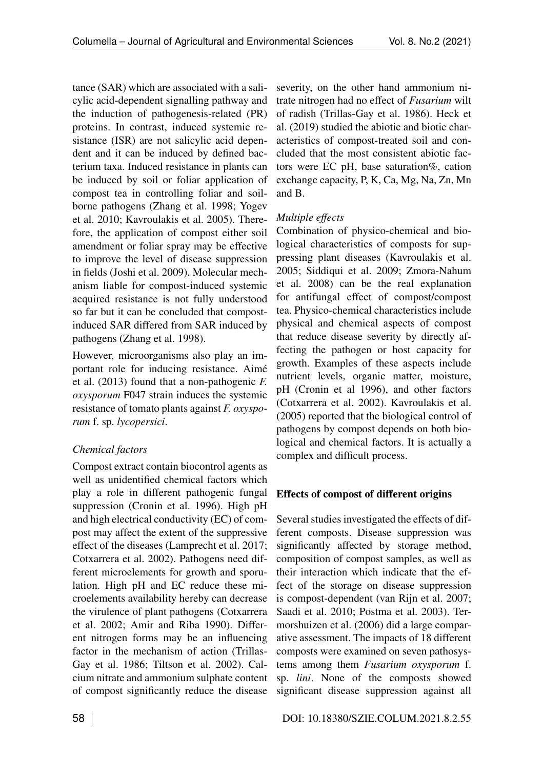tance (SAR) which are associated with a salicylic acid-dependent signalling pathway and the induction of pathogenesis-related (PR) proteins. In contrast, induced systemic resistance (ISR) are not salicylic acid dependent and it can be induced by defined bacterium taxa. Induced resistance in plants can be induced by soil or foliar application of compost tea in controlling foliar and soil-borne pathogens (Zhang et al. 1998; Yogev et al. 2010; Kavroulakis et al. 2005). Therefore, the application of compost either soil amendment or foliar spray may be effective to improve the level of disease suppression in fields (Joshi et al. 2009). Molecular mechanism liable for compost-induced systemic acquired resistance is not fully understood so far but it can be concluded that compost-induced SAR differed from SAR induced by pathogens (Zhang et al. 1998).

However, microorganisms also play an important role for inducing resistance. Aimé et al. (2013) found that a non-pathogenic *F. oxysporum* F047 strain induces the systemic resistance of tomato plants against *F. oxysporum* f. sp. *lycopersici*.

*Chemical factors*

Compost extract contain biocontrol agents as well as unidentified chemical factors which play a role in different pathogenic fungal suppression (Cronin et al. 1996). High pH and high electrical conductivity (EC) of compost may affect the extent of the suppressive effect of the diseases (Lamprecht et al. 2017; Cotxarrera et al. 2002). Pathogens need different microelements for growth and sporulation. High pH and EC reduce these microelements availability hereby can decrease the virulence of plant pathogens (Cotxarrera et al. 2002; Amir and Riba 1990). Different nitrogen forms may be an influencing factor in the mechanism of action (Trillas-Gay et al. 1986; Tiltson et al. 2002). Calcium nitrate and ammonium sulphate content of compost significantly reduce the disease severity, on the other hand ammonium nitrate nitrogen had no effect of *Fusarium* wilt of radish (Trillas-Gay et al. 1986). Heck et al. (2019) studied the abiotic and biotic characteristics of compost-treated soil and concluded that the most consistent abiotic factors were EC pH, base saturation%, cation exchange capacity, P, K, Ca, Mg, Na, Zn, Mn and B.

*Multiple effects*

Combination of physico-chemical and biological characteristics of composts for suppressing plant diseases (Kavroulakis et al. 2005; Siddiqui et al. 2009; Zmora-Nahum et al. 2008) can be the real explanation for antifungal effect of compost/compost tea. Physico-chemical characteristics include physical and chemical aspects of compost that reduce disease severity by directly affecting the pathogen or host capacity for growth. Examples of these aspects include nutrient levels, organic matter, moisture, pH (Cronin et al 1996), and other factors (Cotxarrera et al. 2002). Kavroulakis et al. (2005) reported that the biological control of pathogens by compost depends on both biological and chemical factors. It is actually a complex and difficult process.

## Effects of compost of different origins

Several studies investigated the effects of different composts. Disease suppression was significantly affected by storage method, composition of compost samples, as well as their interaction which indicate that the effect of the storage on disease suppression is compost-dependent (van Rijn et al. 2007; Saadi et al. 2010; Postma et al. 2003). Termorshuizen et al. (2006) did a large comparative assessment. The impacts of 18 different composts were examined on seven pathosystems among them *Fusarium oxysporum* f. sp. *lini*. None of the composts showed significant disease suppression against all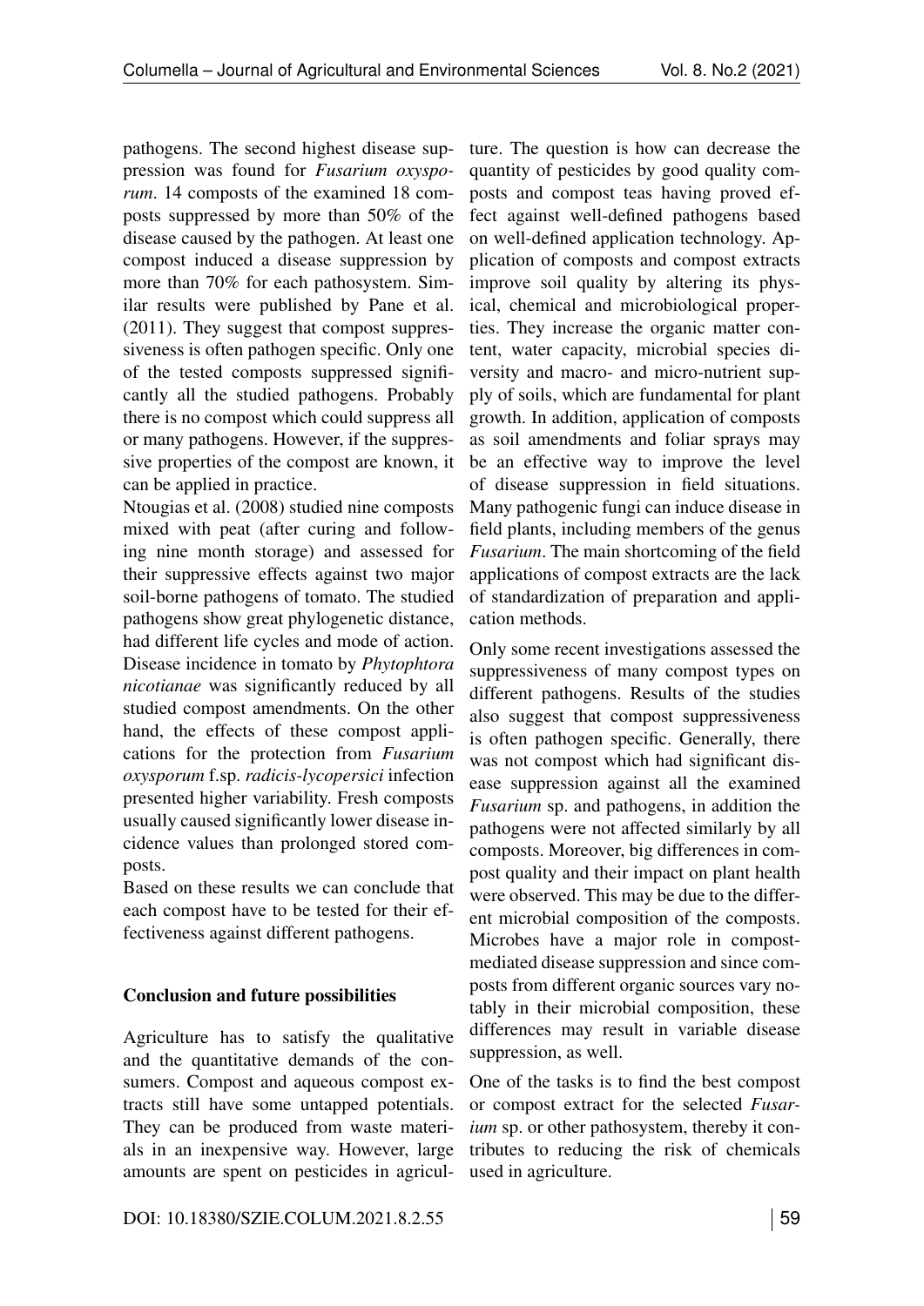pathogens. The second highest disease suppression was found for *Fusarium oxysporum*. 14 composts of the examined 18 composts suppressed by more than 50% of the disease caused by the pathogen. At least one compost induced a disease suppression by more than 70% for each pathosystem. Similar results were published by Pane et al. (2011). They suggest that compost suppressiveness is often pathogen specific. Only one of the tested composts suppressed significantly all the studied pathogens. Probably there is no compost which could suppress all or many pathogens. However, if the suppressive properties of the compost are known, it can be applied in practice.

Ntougias et al. (2008) studied nine composts mixed with peat (after curing and following nine month storage) and assessed for their suppressive effects against two major soil-borne pathogens of tomato. The studied pathogens show great phylogenetic distance, had different life cycles and mode of action. Disease incidence in tomato by *Phytophtora nicotianae* was significantly reduced by all studied compost amendments. On the other hand, the effects of these compost applications for the protection from *Fusarium oxysporum* f.sp. *radicis-lycopersici* infection presented higher variability. Fresh composts usually caused significantly lower disease incidence values than prolonged stored composts.

Based on these results we can conclude that each compost have to be tested for their effectiveness against different pathogens.

## Conclusion and future possibilities

Agriculture has to satisfy the qualitative and the quantitative demands of the consumers. Compost and aqueous compost extracts still have some untapped potentials. They can be produced from waste materials in an inexpensive way. However, large amounts are spent on pesticides in agriculture. The question is how can decrease the quantity of pesticides by good quality composts and compost teas having proved effect against well-defined pathogens based on well-defined application technology. Application of composts and compost extracts improve soil quality by altering its physical, chemical and microbiological properties. They increase the organic matter content, water capacity, microbial species diversity and macro- and micro-nutrient supply of soils, which are fundamental for plant growth. In addition, application of composts as soil amendments and foliar sprays may be an effective way to improve the level of disease suppression in field situations. Many pathogenic fungi can induce disease in field plants, including members of the genus *Fusarium*. The main shortcoming of the field applications of compost extracts are the lack of standardization of preparation and application methods.

Only some recent investigations assessed the suppressiveness of many compost types on different pathogens. Results of the studies also suggest that compost suppressiveness is often pathogen specific. Generally, there was not compost which had significant disease suppression against all the examined *Fusarium* sp. and pathogens, in addition the pathogens were not affected similarly by all composts. Moreover, big differences in compost quality and their impact on plant health were observed. This may be due to the different microbial composition of the composts. Microbes have a major role in compost-mediated disease suppression and since composts from different organic sources vary notably in their microbial composition, these differences may result in variable disease suppression, as well.

One of the tasks is to find the best compost or compost extract for the selected *Fusarium* sp. or other pathosystem, thereby it contributes to reducing the risk of chemicals used in agriculture.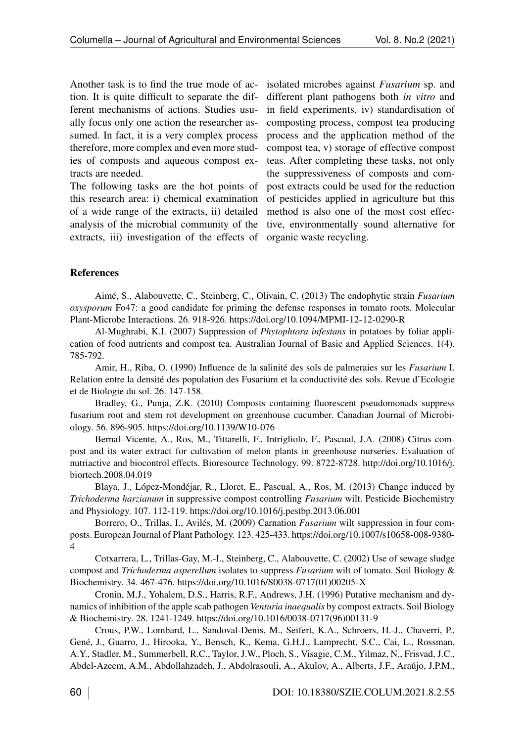Another task is to find the true mode of action. It is quite difficult to separate the different mechanisms of actions. Studies usually focus only one action the researcher assumed. In fact, it is a very complex process therefore, more complex and even more studies of composts and aqueous compost extracts are needed.

The following tasks are the hot points of this research area: i) chemical examination of a wide range of the extracts, ii) detailed analysis of the microbial community of the extracts, iii) investigation of the effects of isolated microbes against *Fusarium* sp. and different plant pathogens both *in vitro* and in field experiments, iv) standardisation of composting process, compost tea producing process and the application method of the compost tea, v) storage of effective compost teas. After completing these tasks, not only the suppressiveness of composts and compost extracts could be used for the reduction of pesticides applied in agriculture but this method is also one of the most cost effective, environmentally sound alternative for organic waste recycling.

## References

Aimé, S., Alabouvette, C., Steinberg, C., Olivain, C. (2013) The endophytic strain *Fusarium oxysporum* Fo47: a good candidate for priming the defense responses in tomato roots. Molecular Plant-Microbe Interactions. 26. 918-926. https://doi.org/10.1094/MPMI-12-12-0290-R

Al-Mughrabi, K.I. (2007) Suppression of *Phytophtora infestans* in potatoes by foliar application of food nutrients and compost tea. Australian Journal of Basic and Applied Sciences. 1(4). 785-792.

Amir, H., Riba, O. (1990) Influence de la salinité des sols de palmeraies sur les *Fusarium* I. Relation entre la densité des population des Fusarium et la conductivité des sols. Revue d'Ecologie et de Biologie du sol. 26. 147-158.

Bradley, G., Punja, Z.K. (2010) Composts containing fluorescent pseudomonads suppress fusarium root and stem rot development on greenhouse cucumber. Canadian Journal of Microbiology. 56. 896-905. https://doi.org/10.1139/W10-076

Bernal–Vicente, A., Ros, M., Tittarelli, F., Intrigliolo, F., Pascual, J.A. (2008) Citrus compost and its water extract for cultivation of melon plants in greenhouse nurseries. Evaluation of nutriactive and biocontrol effects. Bioresource Technology. 99. 8722-8728. http://doi.org/10.1016/j.biortech.2008.04.019

Blaya, J., López-Mondéjar, R., Lloret, E., Pascual, A., Ros, M. (2013) Change induced by *Trichoderma harzianum* in suppressive compost controlling *Fusarium* wilt. Pesticide Biochemistry and Physiology. 107. 112-119. https://doi.org/10.1016/j.pestbp.2013.06.001

Borrero, O., Trillas, I., Avilés, M. (2009) Carnation *Fusarium* wilt suppression in four composts. European Journal of Plant Pathology. 123. 425-433. https://doi.org/10.1007/s10658-008-9380-4

Cotxarrera, L., Trillas-Gay, M.-I., Steinberg, C., Alabouvette, C. (2002) Use of sewage sludge compost and *Trichoderma asperellum* isolates to suppress *Fusarium* wilt of tomato. Soil Biology & Biochemistry. 34. 467-476. https://doi.org/10.1016/S0038-0717(01)00205-X

Cronin, M.J., Yohalem, D.S., Harris, R.F., Andrews, J.H. (1996) Putative mechanism and dynamics of inhibition of the apple scab pathogen *Venturia inaequalis* by compost extracts. Soil Biology & Biochemistry. 28. 1241-1249. https://doi.org/10.1016/0038-0717(96)00131-9

Crous, P.W., Lombard, L., Sandoval-Denis, M., Seifert, K.A., Schroers, H.-J., Chaverri, P., Gené, J., Guarro, J., Hirooka, Y., Bensch, K., Kema, G.H.J., Lamprecht, S.C., Cai, L., Rossman, A.Y., Stadler, M., Summerbell, R.C., Taylor, J.W., Ploch, S., Visagie, C.M., Yilmaz, N., Frisvad, J.C., Abdel-Azeem, A.M., Abdollahzadeh, J., Abdolrasouli, A., Akulov, A., Alberts, J.F., Araújo, J.P.M.,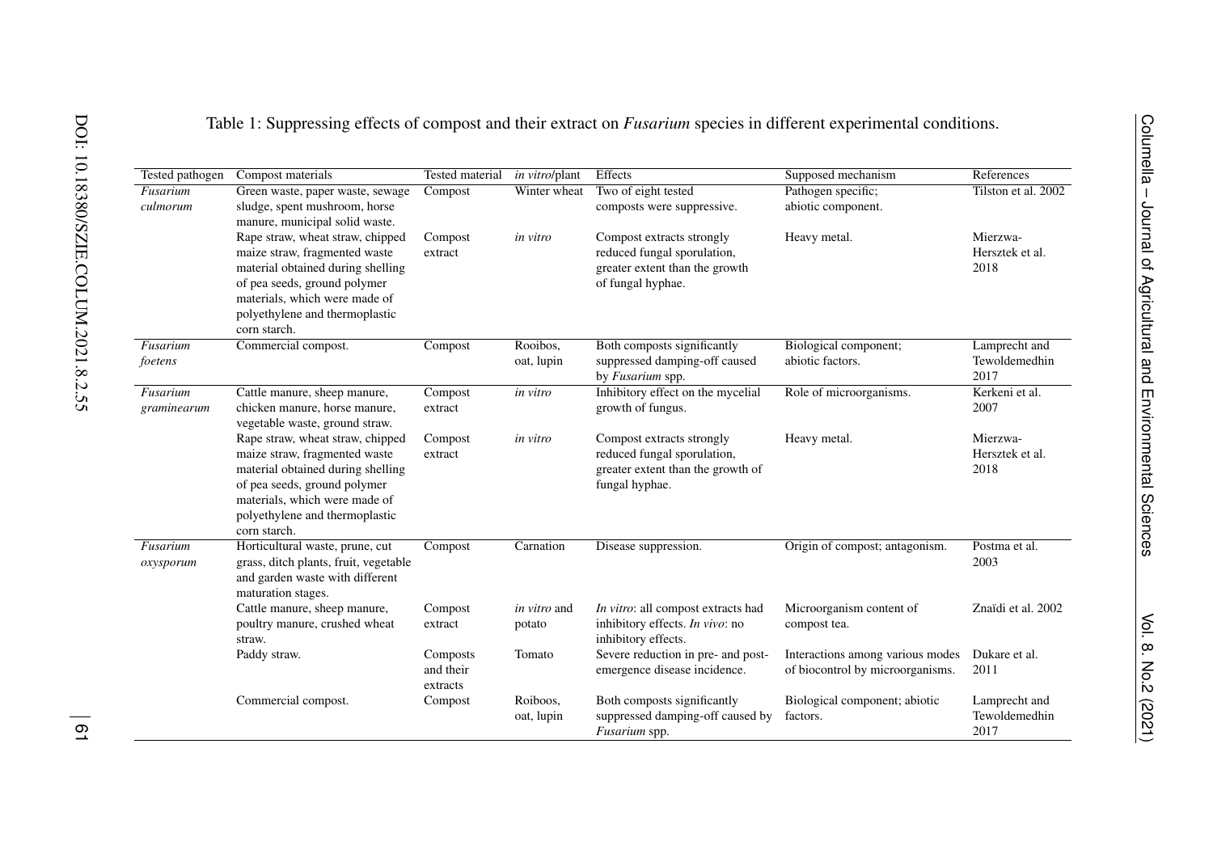Table 1: Suppressing effects of compost and their extract on *Fusarium* species in different experimental conditions.

| Tested pathogen | Compost materials | Tested material | *in vitro*/plant | Effects | Supposed mechanism | References |
|---|---|---|---|---|---|---|
| *Fusarium culmorum* | Green waste, paper waste, sewage sludge, spent mushroom, horse manure, municipal solid waste. | Compost | Winter wheat | Two of eight tested composts were suppressive. | Pathogen specific; abiotic component. | Tilston et al. 2002 |
| | Rape straw, wheat straw, chipped maize straw, fragmented waste material obtained during shelling of pea seeds, ground polymer materials, which were made of polyethylene and thermoplastic corn starch. | Compost extract | *in vitro* | Compost extracts strongly reduced fungal sporulation, greater extent than the growth of fungal hyphae. | Heavy metal. | Mierzwa-Hersztek et al. 2018 |
| *Fusarium foetens* | Commercial compost. | Compost | Rooibos, oat, lupin | Both composts significantly suppressed damping-off caused by *Fusarium* spp. | Biological component; abiotic factors. | Lamprecht and Tewoldemedhin 2017 |
| *Fusarium graminearum* | Cattle manure, sheep manure, chicken manure, horse manure, vegetable waste, ground straw. | Compost extract | *in vitro* | Inhibitory effect on the mycelial growth of fungus. | Role of microorganisms. | Kerkeni et al. 2007 |
| | Rape straw, wheat straw, chipped maize straw, fragmented waste material obtained during shelling of pea seeds, ground polymer materials, which were made of polyethylene and thermoplastic corn starch. | Compost extract | *in vitro* | Compost extracts strongly reduced fungal sporulation, greater extent than the growth of fungal hyphae. | Heavy metal. | Mierzwa-Hersztek et al. 2018 |
| *Fusarium oxysporum* | Horticultural waste, prune, cut grass, ditch plants, fruit, vegetable and garden waste with different maturation stages. | Compost | Carnation | Disease suppression. | Origin of compost; antagonism. | Postma et al. 2003 |
| | Cattle manure, sheep manure, poultry manure, crushed wheat straw. | Compost extract | *in vitro* and potato | *In vitro*: all compost extracts had inhibitory effects. *In vivo*: no inhibitory effects. | Microorganism content of compost tea. | Znaïdi et al. 2002 |
| | Paddy straw. | Composts and their extracts | Tomato | Severe reduction in pre- and post-emergence disease incidence. | Interactions among various modes of biocontrol by microorganisms. | Dukare et al. 2011 |
| | Commercial compost. | Compost | Roiboos, oat, lupin | Both composts significantly suppressed damping-off caused by *Fusarium* spp. | Biological component; abiotic factors. | Lamprecht and Tewoldemedhin 2017 |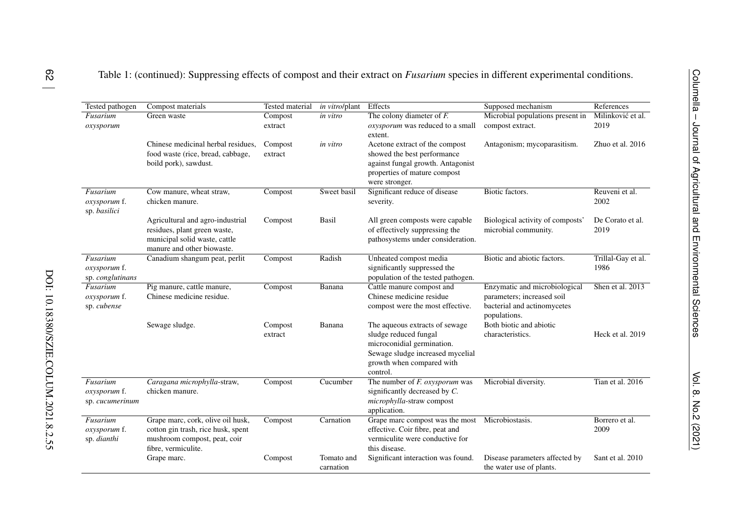Table 1: (continued): Suppressing effects of compost and their extract on *Fusarium* species in different experimental conditions.

| Tested pathogen | Compost materials | Tested material | *in vitro*/plant | Effects | Supposed mechanism | References |
|---|---|---|---|---|---|---|
| *Fusarium oxysporum* | Green waste | Compost extract | *in vitro* | The colony diameter of *F. oxysporum* was reduced to a small extent. | Microbial populations present in compost extract. | Milinković et al. 2019 |
| | Chinese medicinal herbal residues, food waste (rice, bread, cabbage, boild pork), sawdust. | Compost extract | *in vitro* | Acetone extract of the compost showed the best performance against fungal growth. Antagonist properties of mature compost were stronger. | Antagonism; mycoparasitism. | Zhuo et al. 2016 |
| *Fusarium oxysporum* f. sp. *basilici* | Cow manure, wheat straw, chicken manure. | Compost | Sweet basil | Significant reduce of disease severity. | Biotic factors. | Reuveni et al. 2002 |
| | Agricultural and agro-industrial residues, plant green waste, municipal solid waste, cattle manure and other biowaste. | Compost | Basil | All green composts were capable of effectively suppressing the pathosystems under consideration. | Biological activity of composts' microbial community. | De Corato et al. 2019 |
| *Fusarium oxysporum* f. sp. *conglutinans* | Canadium shangum peat, perlit | Compost | Radish | Unheated compost media significantly suppressed the population of the tested pathogen. | Biotic and abiotic factors. | Trillal-Gay et al. 1986 |
| *Fusarium oxysporum* f. sp. *cubense* | Pig manure, cattle manure, Chinese medicine residue. | Compost | Banana | Cattle manure compost and Chinese medicine residue compost were the most effective. | Enzymatic and microbiological parameters; increased soil bacterial and actinomycetes populations. | Shen et al. 2013 |
| | Sewage sludge. | Compost extract | Banana | The aqueous extracts of sewage sludge reduced fungal microconidial germination. Sewage sludge increased mycelial growth when compared with control. | Both biotic and abiotic characteristics. | Heck et al. 2019 |
| *Fusarium oxysporum* f. sp. *cucumerinum* | *Caragana microphylla*-straw, chicken manure. | Compost | Cucumber | The number of *F. oxysporum* was significantly decreased by *C. microphylla*-straw compost application. | Microbial diversity. | Tian et al. 2016 |
| *Fusarium oxysporum* f. sp. *dianthi* | Grape marc, cork, olive oil husk, cotton gin trash, rice husk, spent mushroom compost, peat, coir fibre, vermiculite. | Compost | Carnation | Grape marc compost was the most effective. Coir fibre, peat and vermiculite were conductive for this disease. | Microbiostasis. | Borrero et al. 2009 |
| | Grape marc. | Compost | Tomato and carnation | Significant interaction was found. | Disease parameters affected by the water use of plants. | Sant et al. 2010 |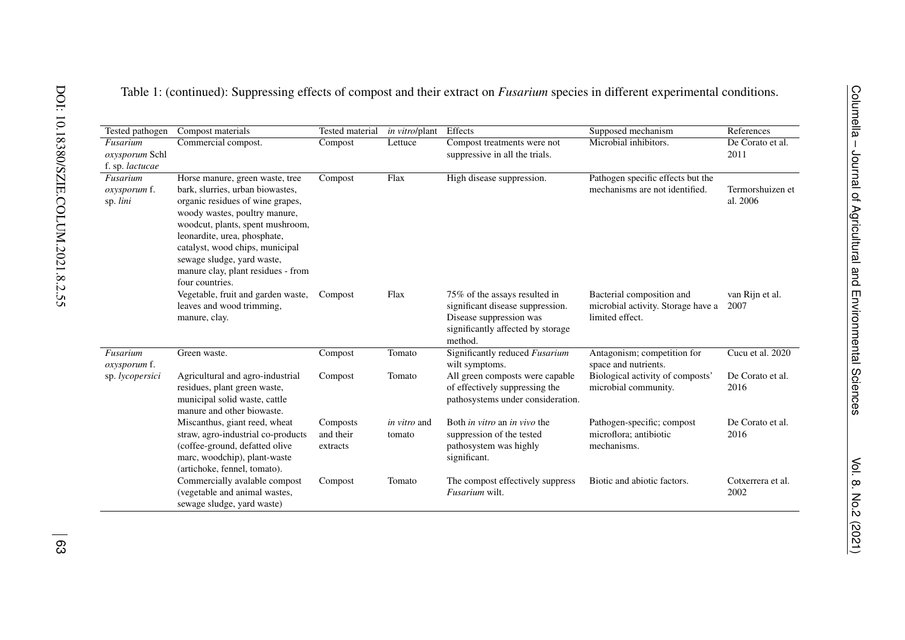Table 1: (continued): Suppressing effects of compost and their extract on *Fusarium* species in different experimental conditions.

| Tested pathogen | Compost materials | Tested material | *in vitro*/plant | Effects | Supposed mechanism | References |
|---|---|---|---|---|---|---|
| *Fusarium oxysporum* Schl f. sp. *lactucae* | Commercial compost. | Compost | Lettuce | Compost treatments were not suppressive in all the trials. | Microbial inhibitors. | De Corato et al. 2011 |
| *Fusarium oxysporum* f. sp. *lini* | Horse manure, green waste, tree bark, slurries, urban biowastes, organic residues of wine grapes, woody wastes, poultry manure, woodcut, plants, spent mushroom, leonardite, urea, phosphate, catalyst, wood chips, municipal sewage sludge, yard waste, manure clay, plant residues - from four countries. | Compost | Flax | High disease suppression. | Pathogen specific effects but the mechanisms are not identified. | Termorshuizen et al. 2006 |
| | Vegetable, fruit and garden waste, leaves and wood trimming, manure, clay. | Compost | Flax | 75% of the assays resulted in significant disease suppression. Disease suppression was significantly affected by storage method. | Bacterial composition and microbial activity. Storage have a limited effect. | van Rijn et al. 2007 |
| *Fusarium oxysporum* f. sp. *lycopersici* | Green waste. | Compost | Tomato | Significantly reduced *Fusarium* wilt symptoms. | Antagonism; competition for space and nutrients. | Cucu et al. 2020 |
| | Agricultural and agro-industrial residues, plant green waste, municipal solid waste, cattle manure and other biowaste. | Compost | Tomato | All green composts were capable of effectively suppressing the pathosystems under consideration. | Biological activity of composts' microbial community. | De Corato et al. 2016 |
| | Miscanthus, giant reed, wheat straw, agro-industrial co-products (coffee-ground, defatted olive marc, woodchip), plant-waste (artichoke, fennel, tomato). | Composts and their extracts | *in vitro* and tomato | Both *in vitro* an *in vivo* the suppression of the tested pathosystem was highly significant. | Pathogen-specific; compost microflora; antibiotic mechanisms. | De Corato et al. 2016 |
| | Commercially avalable compost (vegetable and animal wastes, sewage sludge, yard waste) | Compost | Tomato | The compost effectively suppress *Fusarium* wilt. | Biotic and abiotic factors. | Cotxerrera et al. 2002 |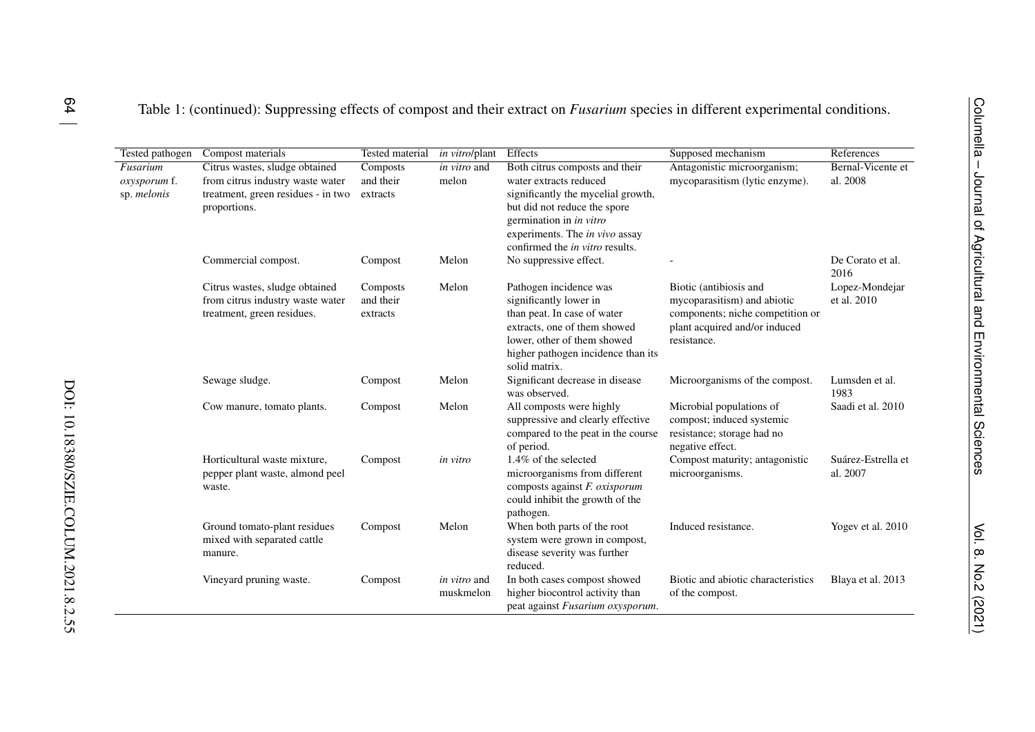Table 1: (continued): Suppressing effects of compost and their extract on *Fusarium* species in different experimental conditions.

| Tested pathogen | Compost materials | Tested material | *in vitro*/plant | Effects | Supposed mechanism | References |
|---|---|---|---|---|---|---|
| *Fusarium oxysporum* f. sp. *melonis* | Citrus wastes, sludge obtained from citrus industry waste water treatment, green residues - in two proportions. | Composts and their extracts | *in vitro* and melon | Both citrus composts and their water extracts reduced significantly the mycelial growth, but did not reduce the spore germination in *in vitro* experiments. The *in vivo* assay confirmed the *in vitro* results. | Antagonistic microorganism; mycoparasitism (lytic enzyme). | Bernal-Vicente et al. 2008 |
| | Commercial compost. | Compost | Melon | No suppressive effect. | - | De Corato et al. 2016 |
| | Citrus wastes, sludge obtained from citrus industry waste water treatment, green residues. | Composts and their extracts | Melon | Pathogen incidence was significantly lower in than peat. In case of water extracts, one of them showed lower, other of them showed higher pathogen incidence than its solid matrix. | Biotic (antibiosis and mycoparasitism) and abiotic components; niche competition or plant acquired and/or induced resistance. | Lopez-Mondejar et al. 2010 |
| | Sewage sludge. | Compost | Melon | Significant decrease in disease was observed. | Microorganisms of the compost. | Lumsden et al. 1983 |
| | Cow manure, tomato plants. | Compost | Melon | All composts were highly suppressive and clearly effective compared to the peat in the course of period. | Microbial populations of compost; induced systemic resistance; storage had no negative effect. | Saadi et al. 2010 |
| | Horticultural waste mixture, pepper plant waste, almond peel waste. | Compost | *in vitro* | 1.4% of the selected microorganisms from different composts against *F. oxisporum* could inhibit the growth of the pathogen. | Compost maturity; antagonistic microorganisms. | Suárez-Estrella et al. 2007 |
| | Ground tomato-plant residues mixed with separated cattle manure. | Compost | Melon | When both parts of the root system were grown in compost, disease severity was further reduced. | Induced resistance. | Yogev et al. 2010 |
| | Vineyard pruning waste. | Compost | *in vitro* and muskmelon | In both cases compost showed higher biocontrol activity than peat against *Fusarium oxysporum*. | Biotic and abiotic characteristics of the compost. | Blaya et al. 2013 |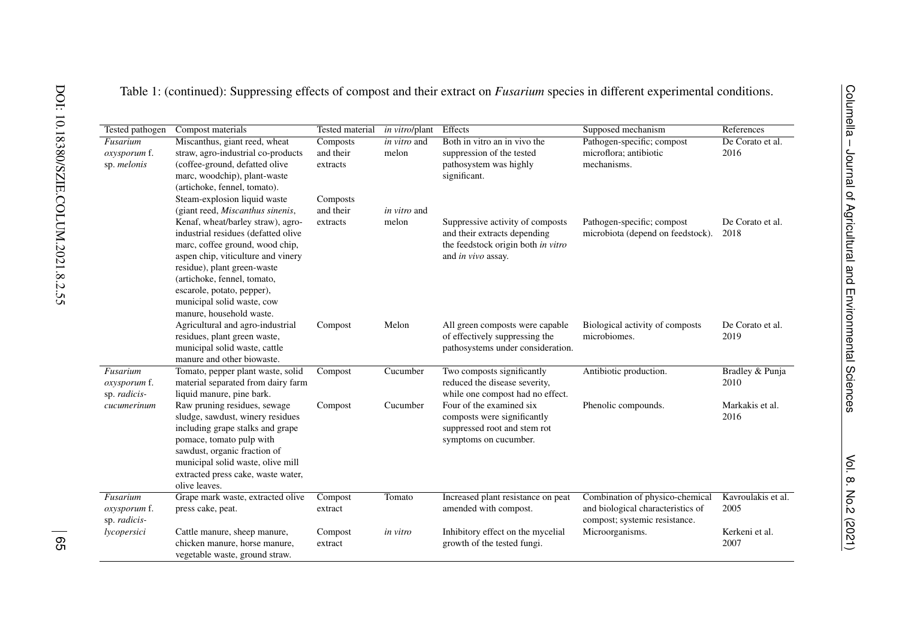Table 1: (continued): Suppressing effects of compost and their extract on *Fusarium* species in different experimental conditions.

| Tested pathogen | Compost materials | Tested material | *in vitro*/plant | Effects | Supposed mechanism | References |
|---|---|---|---|---|---|---|
| *Fusarium oxysporum* f. sp. *melonis* | Miscanthus, giant reed, wheat straw, agro-industrial co-products (coffee-ground, defatted olive marc, woodchip), plant-waste (artichoke, fennel, tomato). | Composts and their extracts | *in vitro* and melon | Both in vitro an in vivo the suppression of the tested pathosystem was highly significant. | Pathogen-specific; compost microflora; antibiotic mechanisms. | De Corato et al. 2016 |
| | Steam-explosion liquid waste (giant reed, *Miscanthus sinenis*, Kenaf, wheat/barley straw), agro-industrial residues (defatted olive marc, coffee ground, wood chip, aspen chip, viticulture and vinery residue), plant green-waste (artichoke, fennel, tomato, escarole, potato, pepper), municipal solid waste, cow manure, household waste. | Composts and their extracts | *in vitro* and melon | Suppressive activity of composts and their extracts depending the feedstock origin both *in vitro* and *in vivo* assay. | Pathogen-specific; compost microbiota (depend on feedstock). | De Corato et al. 2018 |
| | Agricultural and agro-industrial residues, plant green waste, municipal solid waste, cattle manure and other biowaste. | Compost | Melon | All green composts were capable of effectively suppressing the pathosystems under consideration. | Biological activity of composts microbiomes. | De Corato et al. 2019 |
| *Fusarium oxysporum* f. sp. *radicis-cucumerinum* | Tomato, pepper plant waste, solid material separated from dairy farm liquid manure, pine bark. | Compost | Cucumber | Two composts significantly reduced the disease severity, while one compost had no effect. | Antibiotic production. | Bradley & Punja 2010 |
| | Raw pruning residues, sewage sludge, sawdust, winery residues including grape stalks and grape pomace, tomato pulp with sawdust, organic fraction of municipal solid waste, olive mill extracted press cake, waste water, olive leaves. | Compost | Cucumber | Four of the examined six composts were significantly suppressed root and stem rot symptoms on cucumber. | Phenolic compounds. | Markakis et al. 2016 |
| *Fusarium oxysporum* f. sp. *radicis-lycopersici* | Grape mark waste, extracted olive press cake, peat. | Compost extract | Tomato | Increased plant resistance on peat amended with compost. | Combination of physico-chemical and biological characteristics of compost; systemic resistance. | Kavroulakis et al. 2005 |
| | Cattle manure, sheep manure, chicken manure, horse manure, vegetable waste, ground straw. | Compost extract | *in vitro* | Inhibitory effect on the mycelial growth of the tested fungi. | Microorganisms. | Kerkeni et al. 2007 |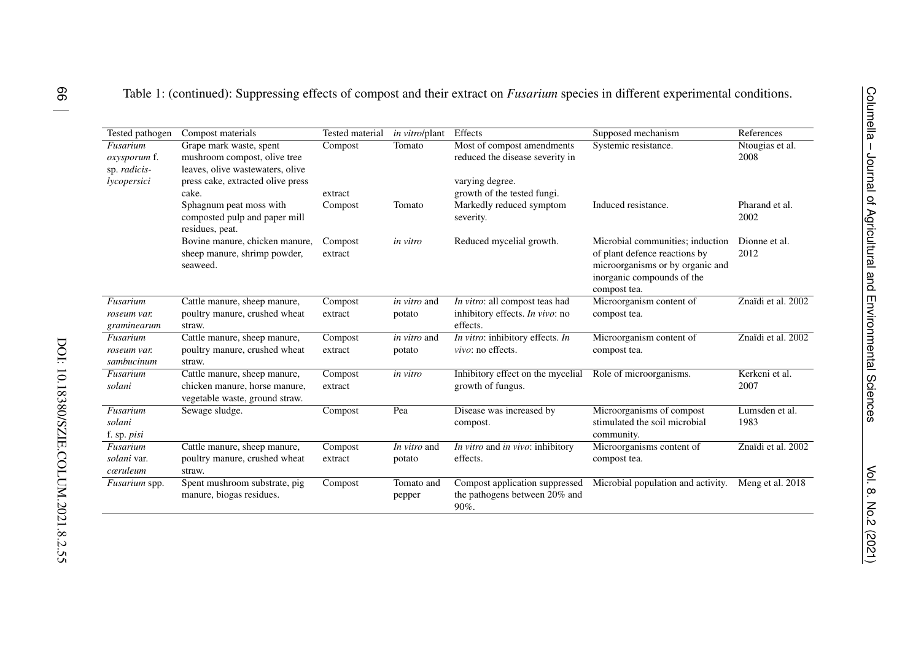Table 1: (continued): Suppressing effects of compost and their extract on *Fusarium* species in different experimental conditions.

| Tested pathogen | Compost materials | Tested material | *in vitro*/plant | Effects | Supposed mechanism | References |
|---|---|---|---|---|---|---|
| *Fusarium oxysporum* f. sp. *radicis-lycopersici* | Grape mark waste, spent mushroom compost, olive tree leaves, olive wastewaters, olive press cake, extracted olive press cake. | Compost | Tomato | Most of compost amendments reduced the disease severity in varying degree. | Systemic resistance. | Ntougias et al. 2008 |
| | | extract | | growth of the tested fungi. | | |
| | Sphagnum peat moss with composted pulp and paper mill residues, peat. | Compost | Tomato | Markedly reduced symptom severity. | Induced resistance. | Pharand et al. 2002 |
| | Bovine manure, chicken manure, sheep manure, shrimp powder, seaweed. | Compost extract | *in vitro* | Reduced mycelial growth. | Microbial communities; induction of plant defence reactions by microorganisms or by organic and inorganic compounds of the compost tea. | Dionne et al. 2012 |
| *Fusarium roseum var. graminearum* | Cattle manure, sheep manure, poultry manure, crushed wheat straw. | Compost extract | *in vitro* and potato | *In vitro*: all compost teas had inhibitory effects. *In vivo*: no effects. | Microorganism content of compost tea. | Znaïdi et al. 2002 |
| *Fusarium roseum var. sambucinum* | Cattle manure, sheep manure, poultry manure, crushed wheat straw. | Compost extract | *in vitro* and potato | *In vitro*: inhibitory effects. *In vivo*: no effects. | Microorganism content of compost tea. | Znaïdi et al. 2002 |
| *Fusarium solani* | Cattle manure, sheep manure, chicken manure, horse manure, vegetable waste, ground straw. | Compost extract | *in vitro* | Inhibitory effect on the mycelial growth of fungus. | Role of microorganisms. | Kerkeni et al. 2007 |
| *Fusarium solani* f. sp. *pisi* | Sewage sludge. | Compost | Pea | Disease was increased by compost. | Microorganisms of compost stimulated the soil microbial community. | Lumsden et al. 1983 |
| *Fusarium solani* var. *cæruleum* | Cattle manure, sheep manure, poultry manure, crushed wheat straw. | Compost extract | *In vitro* and potato | *In vitro* and *in vivo*: inhibitory effects. | Microorganisms content of compost tea. | Znaïdi et al. 2002 |
| *Fusarium* spp. | Spent mushroom substrate, pig manure, biogas residues. | Compost | Tomato and pepper | Compost application suppressed the pathogens between 20% and 90%. | Microbial population and activity. | Meng et al. 2018 |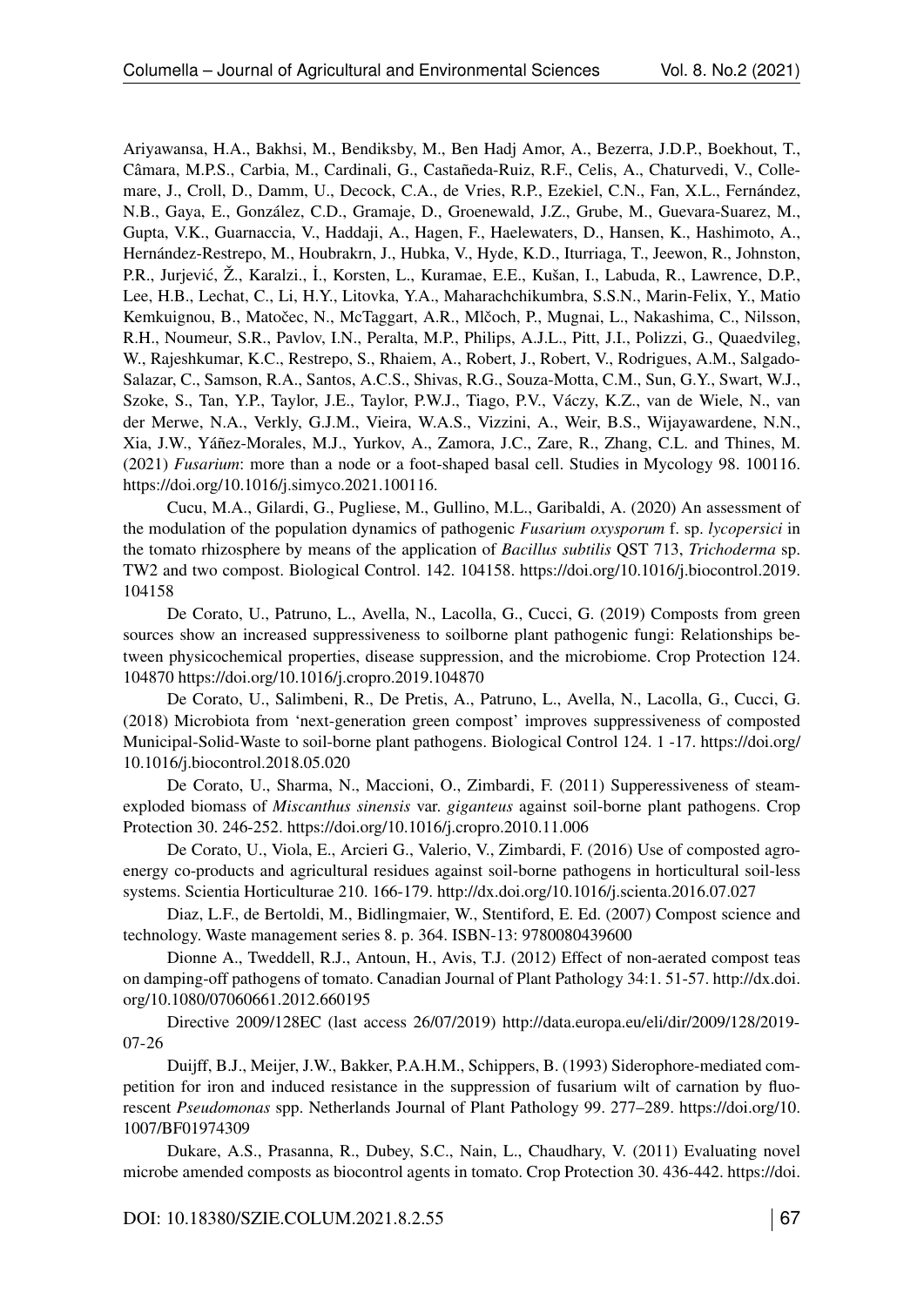Ariyawansa, H.A., Bakhsi, M., Bendiksby, M., Ben Hadj Amor, A., Bezerra, J.D.P., Boekhout, T., Câmara, M.P.S., Carbia, M., Cardinali, G., Castañeda-Ruiz, R.F., Celis, A., Chaturvedi, V., Collemare, J., Croll, D., Damm, U., Decock, C.A., de Vries, R.P., Ezekiel, C.N., Fan, X.L., Fernández, N.B., Gaya, E., González, C.D., Gramaje, D., Groenewald, J.Z., Grube, M., Guevara-Suarez, M., Gupta, V.K., Guarnaccia, V., Haddaji, A., Hagen, F., Haelewaters, D., Hansen, K., Hashimoto, A., Hernández-Restrepo, M., Houbrakrn, J., Hubka, V., Hyde, K.D., Iturriaga, T., Jeewon, R., Johnston, P.R., Jurjević, Ž., Karalzi., İ., Korsten, L., Kuramae, E.E., Kušan, I., Labuda, R., Lawrence, D.P., Lee, H.B., Lechat, C., Li, H.Y., Litovka, Y.A., Maharachchikumbra, S.S.N., Marin-Felix, Y., Matio Kemkuignou, B., Matočec, N., McTaggart, A.R., Mlčoch, P., Mugnai, L., Nakashima, C., Nilsson, R.H., Noumeur, S.R., Pavlov, I.N., Peralta, M.P., Philips, A.J.L., Pitt, J.I., Polizzi, G., Quaedvileg, W., Rajeshkumar, K.C., Restrepo, S., Rhaiem, A., Robert, J., Robert, V., Rodrigues, A.M., Salgado-Salazar, C., Samson, R.A., Santos, A.C.S., Shivas, R.G., Souza-Motta, C.M., Sun, G.Y., Swart, W.J., Szoke, S., Tan, Y.P., Taylor, J.E., Taylor, P.W.J., Tiago, P.V., Váczy, K.Z., van de Wiele, N., van der Merwe, N.A., Verkly, G.J.M., Vieira, W.A.S., Vizzini, A., Weir, B.S., Wijayawardene, N.N., Xia, J.W., Yáñez-Morales, M.J., Yurkov, A., Zamora, J.C., Zare, R., Zhang, C.L. and Thines, M. (2021) *Fusarium*: more than a node or a foot-shaped basal cell. Studies in Mycology 98. 100116. https://doi.org/10.1016/j.simyco.2021.100116.

Cucu, M.A., Gilardi, G., Pugliese, M., Gullino, M.L., Garibaldi, A. (2020) An assessment of the modulation of the population dynamics of pathogenic *Fusarium oxysporum* f. sp. *lycopersici* in the tomato rhizosphere by means of the application of *Bacillus subtilis* QST 713, *Trichoderma* sp. TW2 and two compost. Biological Control. 142. 104158. https://doi.org/10.1016/j.biocontrol.2019.104158

De Corato, U., Patruno, L., Avella, N., Lacolla, G., Cucci, G. (2019) Composts from green sources show an increased suppressiveness to soilborne plant pathogenic fungi: Relationships between physicochemical properties, disease suppression, and the microbiome. Crop Protection 124. 104870 https://doi.org/10.1016/j.cropro.2019.104870

De Corato, U., Salimbeni, R., De Pretis, A., Patruno, L., Avella, N., Lacolla, G., Cucci, G. (2018) Microbiota from 'next-generation green compost' improves suppressiveness of composted Municipal-Solid-Waste to soil-borne plant pathogens. Biological Control 124. 1 -17. https://doi.org/10.1016/j.biocontrol.2018.05.020

De Corato, U., Sharma, N., Maccioni, O., Zimbardi, F. (2011) Supperessiveness of steam-exploded biomass of *Miscanthus sinensis* var. *giganteus* against soil-borne plant pathogens. Crop Protection 30. 246-252. https://doi.org/10.1016/j.cropro.2010.11.006

De Corato, U., Viola, E., Arcieri G., Valerio, V., Zimbardi, F. (2016) Use of composted agro-energy co-products and agricultural residues against soil-borne pathogens in horticultural soil-less systems. Scientia Horticulturae 210. 166-179. http://dx.doi.org/10.1016/j.scienta.2016.07.027

Diaz, L.F., de Bertoldi, M., Bidlingmaier, W., Stentiford, E. Ed. (2007) Compost science and technology. Waste management series 8. p. 364. ISBN-13: 9780080439600

Dionne A., Tweddell, R.J., Antoun, H., Avis, T.J. (2012) Effect of non-aerated compost teas on damping-off pathogens of tomato. Canadian Journal of Plant Pathology 34:1. 51-57. http://dx.doi.org/10.1080/07060661.2012.660195

Directive 2009/128EC (last access 26/07/2019) http://data.europa.eu/eli/dir/2009/128/2019-07-26

Duijff, B.J., Meijer, J.W., Bakker, P.A.H.M., Schippers, B. (1993) Siderophore-mediated competition for iron and induced resistance in the suppression of fusarium wilt of carnation by fluorescent *Pseudomonas* spp. Netherlands Journal of Plant Pathology 99. 277–289. https://doi.org/10.1007/BF01974309

Dukare, A.S., Prasanna, R., Dubey, S.C., Nain, L., Chaudhary, V. (2011) Evaluating novel microbe amended composts as biocontrol agents in tomato. Crop Protection 30. 436-442. https://doi.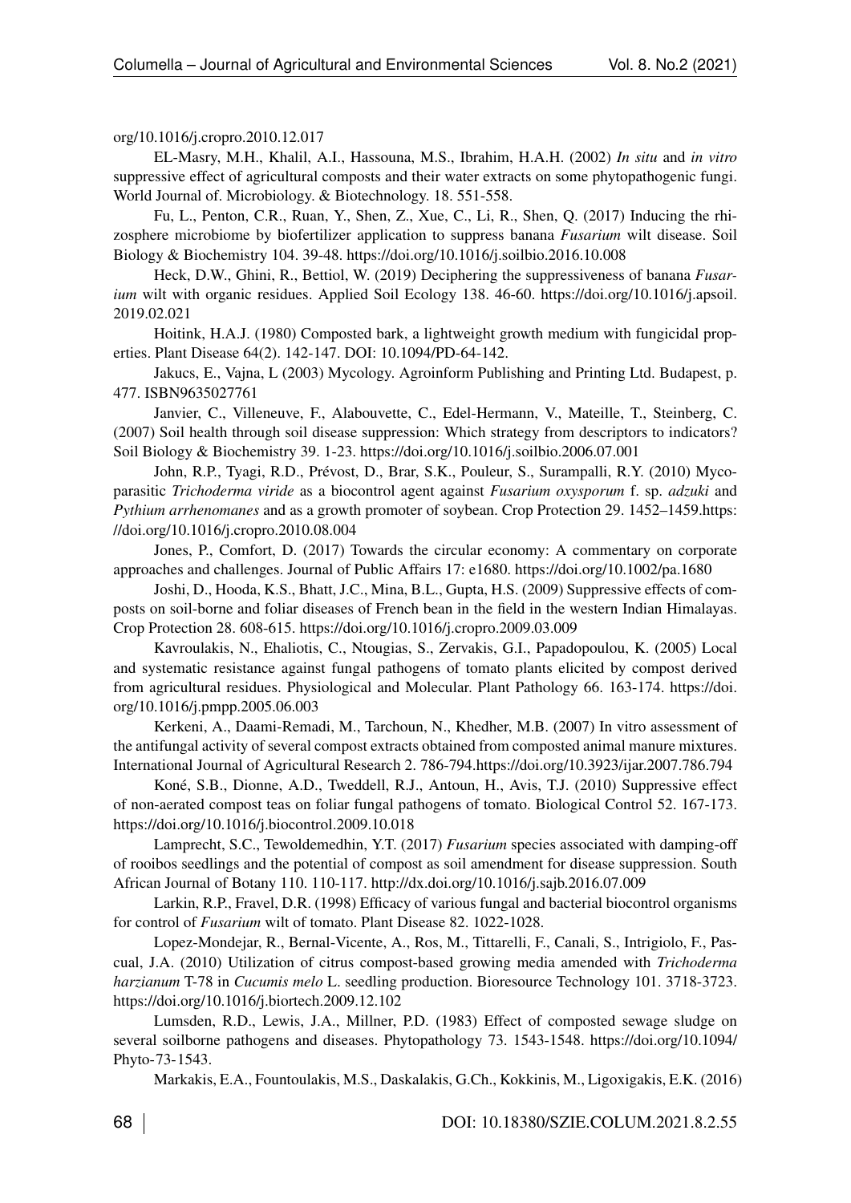org/10.1016/j.cropro.2010.12.017

EL-Masry, M.H., Khalil, A.I., Hassouna, M.S., Ibrahim, H.A.H. (2002) *In situ* and *in vitro* suppressive effect of agricultural composts and their water extracts on some phytopathogenic fungi. World Journal of. Microbiology. & Biotechnology. 18. 551-558.

Fu, L., Penton, C.R., Ruan, Y., Shen, Z., Xue, C., Li, R., Shen, Q. (2017) Inducing the rhizosphere microbiome by biofertilizer application to suppress banana *Fusarium* wilt disease. Soil Biology & Biochemistry 104. 39-48. https://doi.org/10.1016/j.soilbio.2016.10.008

Heck, D.W., Ghini, R., Bettiol, W. (2019) Deciphering the suppressiveness of banana *Fusarium* wilt with organic residues. Applied Soil Ecology 138. 46-60. https://doi.org/10.1016/j.apsoil.2019.02.021

Hoitink, H.A.J. (1980) Composted bark, a lightweight growth medium with fungicidal properties. Plant Disease 64(2). 142-147. DOI: 10.1094/PD-64-142.

Jakucs, E., Vajna, L (2003) Mycology. Agroinform Publishing and Printing Ltd. Budapest, p. 477. ISBN9635027761

Janvier, C., Villeneuve, F., Alabouvette, C., Edel-Hermann, V., Mateille, T., Steinberg, C. (2007) Soil health through soil disease suppression: Which strategy from descriptors to indicators? Soil Biology & Biochemistry 39. 1-23. https://doi.org/10.1016/j.soilbio.2006.07.001

John, R.P., Tyagi, R.D., Prévost, D., Brar, S.K., Pouleur, S., Surampalli, R.Y. (2010) Mycoparasitic *Trichoderma viride* as a biocontrol agent against *Fusarium oxysporum* f. sp. *adzuki* and *Pythium arrhenomanes* and as a growth promoter of soybean. Crop Protection 29. 1452–1459.https://doi.org/10.1016/j.cropro.2010.08.004

Jones, P., Comfort, D. (2017) Towards the circular economy: A commentary on corporate approaches and challenges. Journal of Public Affairs 17: e1680. https://doi.org/10.1002/pa.1680

Joshi, D., Hooda, K.S., Bhatt, J.C., Mina, B.L., Gupta, H.S. (2009) Suppressive effects of composts on soil-borne and foliar diseases of French bean in the field in the western Indian Himalayas. Crop Protection 28. 608-615. https://doi.org/10.1016/j.cropro.2009.03.009

Kavroulakis, N., Ehaliotis, C., Ntougias, S., Zervakis, G.I., Papadopoulou, K. (2005) Local and systematic resistance against fungal pathogens of tomato plants elicited by compost derived from agricultural residues. Physiological and Molecular. Plant Pathology 66. 163-174. https://doi.org/10.1016/j.pmpp.2005.06.003

Kerkeni, A., Daami-Remadi, M., Tarchoun, N., Khedher, M.B. (2007) In vitro assessment of the antifungal activity of several compost extracts obtained from composted animal manure mixtures. International Journal of Agricultural Research 2. 786-794.https://doi.org/10.3923/ijar.2007.786.794

Koné, S.B., Dionne, A.D., Tweddell, R.J., Antoun, H., Avis, T.J. (2010) Suppressive effect of non-aerated compost teas on foliar fungal pathogens of tomato. Biological Control 52. 167-173. https://doi.org/10.1016/j.biocontrol.2009.10.018

Lamprecht, S.C., Tewoldemedhin, Y.T. (2017) *Fusarium* species associated with damping-off of rooibos seedlings and the potential of compost as soil amendment for disease suppression. South African Journal of Botany 110. 110-117. http://dx.doi.org/10.1016/j.sajb.2016.07.009

Larkin, R.P., Fravel, D.R. (1998) Efficacy of various fungal and bacterial biocontrol organisms for control of *Fusarium* wilt of tomato. Plant Disease 82. 1022-1028.

Lopez-Mondejar, R., Bernal-Vicente, A., Ros, M., Tittarelli, F., Canali, S., Intrigiolo, F., Pascual, J.A. (2010) Utilization of citrus compost-based growing media amended with *Trichoderma harzianum* T-78 in *Cucumis melo* L. seedling production. Bioresource Technology 101. 3718-3723. https://doi.org/10.1016/j.biortech.2009.12.102

Lumsden, R.D., Lewis, J.A., Millner, P.D. (1983) Effect of composted sewage sludge on several soilborne pathogens and diseases. Phytopathology 73. 1543-1548. https://doi.org/10.1094/Phyto-73-1543.

Markakis, E.A., Fountoulakis, M.S., Daskalakis, G.Ch., Kokkinis, M., Ligoxigakis, E.K. (2016)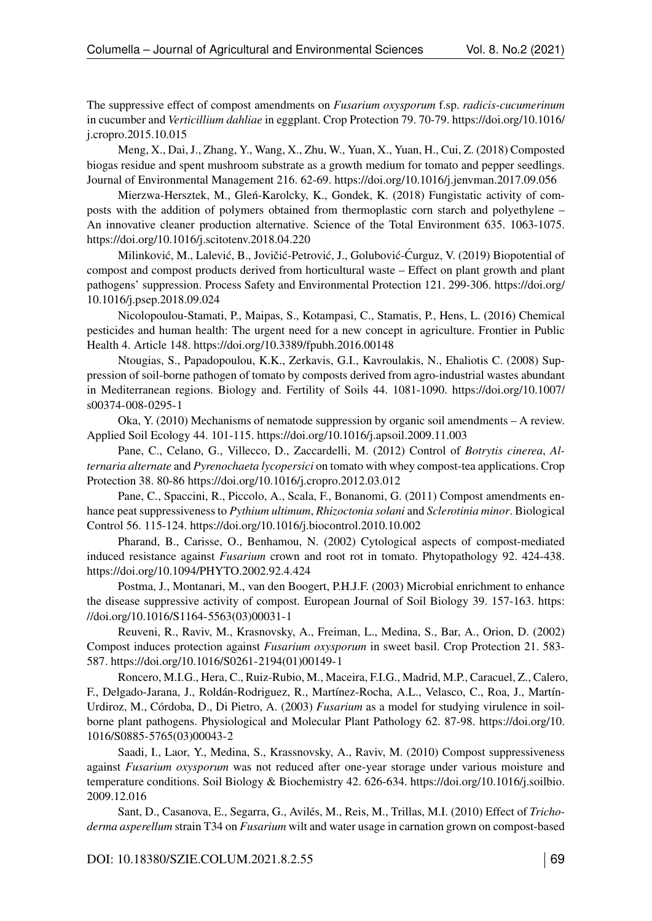The suppressive effect of compost amendments on *Fusarium oxysporum* f.sp. *radicis-cucumerinum* in cucumber and *Verticillium dahliae* in eggplant. Crop Protection 79. 70-79. https://doi.org/10.1016/j.cropro.2015.10.015

Meng, X., Dai, J., Zhang, Y., Wang, X., Zhu, W., Yuan, X., Yuan, H., Cui, Z. (2018) Composted biogas residue and spent mushroom substrate as a growth medium for tomato and pepper seedlings. Journal of Environmental Management 216. 62-69. https://doi.org/10.1016/j.jenvman.2017.09.056

Mierzwa-Hersztek, M., Gleń-Karolcky, K., Gondek, K. (2018) Fungistatic activity of composts with the addition of polymers obtained from thermoplastic corn starch and polyethylene – An innovative cleaner production alternative. Science of the Total Environment 635. 1063-1075. https://doi.org/10.1016/j.scitotenv.2018.04.220

Milinković, M., Lalević, B., Jovičić-Petrović, J., Golubović-Ćurguz, V. (2019) Biopotential of compost and compost products derived from horticultural waste – Effect on plant growth and plant pathogens' suppression. Process Safety and Environmental Protection 121. 299-306. https://doi.org/10.1016/j.psep.2018.09.024

Nicolopoulou-Stamati, P., Maipas, S., Kotampasi, C., Stamatis, P., Hens, L. (2016) Chemical pesticides and human health: The urgent need for a new concept in agriculture. Frontier in Public Health 4. Article 148. https://doi.org/10.3389/fpubh.2016.00148

Ntougias, S., Papadopoulou, K.K., Zerkavis, G.I., Kavroulakis, N., Ehaliotis C. (2008) Suppression of soil-borne pathogen of tomato by composts derived from agro-industrial wastes abundant in Mediterranean regions. Biology and. Fertility of Soils 44. 1081-1090. https://doi.org/10.1007/s00374-008-0295-1

Oka, Y. (2010) Mechanisms of nematode suppression by organic soil amendments – A review. Applied Soil Ecology 44. 101-115. https://doi.org/10.1016/j.apsoil.2009.11.003

Pane, C., Celano, G., Villecco, D., Zaccardelli, M. (2012) Control of *Botrytis cinerea*, *Alternaria alternate* and *Pyrenochaeta lycopersici* on tomato with whey compost-tea applications. Crop Protection 38. 80-86 https://doi.org/10.1016/j.cropro.2012.03.012

Pane, C., Spaccini, R., Piccolo, A., Scala, F., Bonanomi, G. (2011) Compost amendments enhance peat suppressiveness to *Pythium ultimum*, *Rhizoctonia solani* and *Sclerotinia minor*. Biological Control 56. 115-124. https://doi.org/10.1016/j.biocontrol.2010.10.002

Pharand, B., Carisse, O., Benhamou, N. (2002) Cytological aspects of compost-mediated induced resistance against *Fusarium* crown and root rot in tomato. Phytopathology 92. 424-438. https://doi.org/10.1094/PHYTO.2002.92.4.424

Postma, J., Montanari, M., van den Boogert, P.H.J.F. (2003) Microbial enrichment to enhance the disease suppressive activity of compost. European Journal of Soil Biology 39. 157-163. https://doi.org/10.1016/S1164-5563(03)00031-1

Reuveni, R., Raviv, M., Krasnovsky, A., Freiman, L., Medina, S., Bar, A., Orion, D. (2002) Compost induces protection against *Fusarium oxysporum* in sweet basil. Crop Protection 21. 583-587. https://doi.org/10.1016/S0261-2194(01)00149-1

Roncero, M.I.G., Hera, C., Ruiz-Rubio, M., Maceira, F.I.G., Madrid, M.P., Caracuel, Z., Calero, F., Delgado-Jarana, J., Roldán-Rodriguez, R., Martínez-Rocha, A.L., Velasco, C., Roa, J., Martín-Urdiroz, M., Córdoba, D., Di Pietro, A. (2003) *Fusarium* as a model for studying virulence in soilborne plant pathogens. Physiological and Molecular Plant Pathology 62. 87-98. https://doi.org/10.1016/S0885-5765(03)00043-2

Saadi, I., Laor, Y., Medina, S., Krassnovsky, A., Raviv, M. (2010) Compost suppressiveness against *Fusarium oxysporum* was not reduced after one-year storage under various moisture and temperature conditions. Soil Biology & Biochemistry 42. 626-634. https://doi.org/10.1016/j.soilbio.2009.12.016

Sant, D., Casanova, E., Segarra, G., Avilés, M., Reis, M., Trillas, M.I. (2010) Effect of *Trichoderma asperellum* strain T34 on *Fusarium* wilt and water usage in carnation grown on compost-based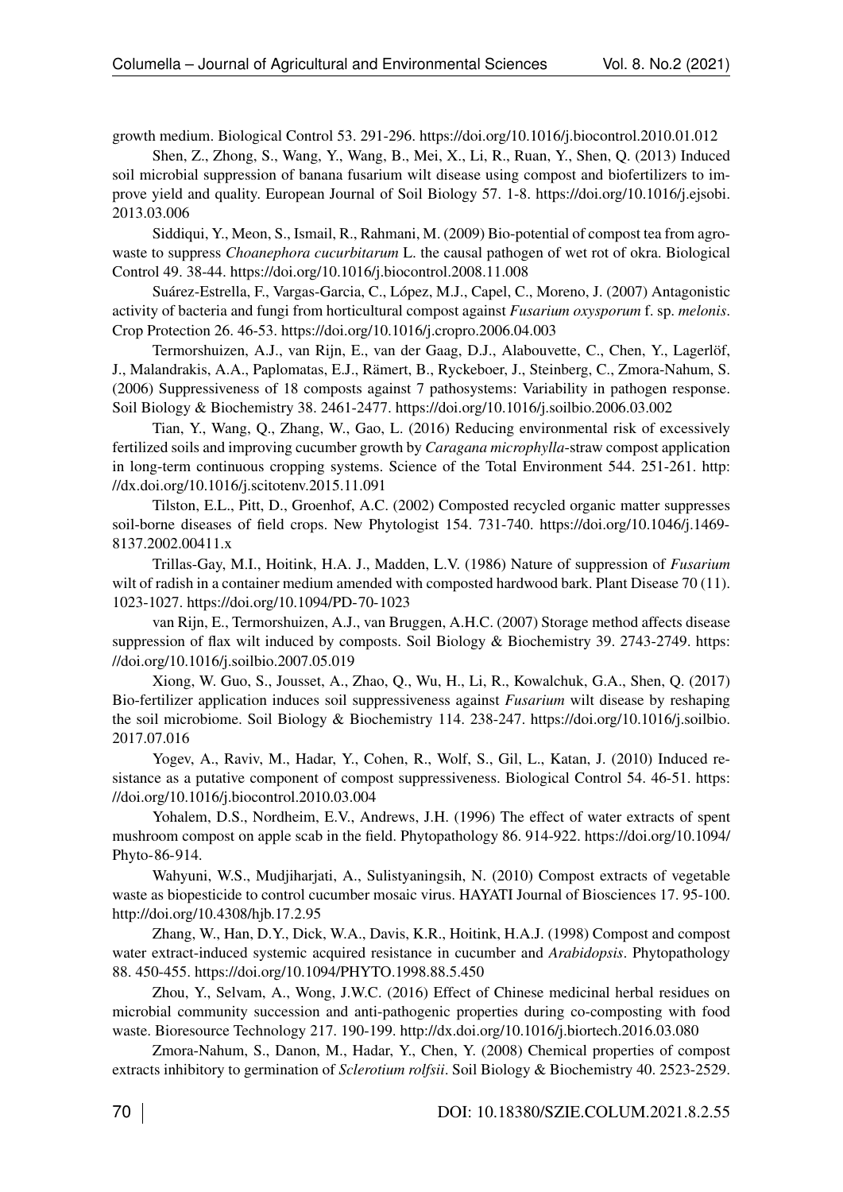growth medium. Biological Control 53. 291-296. https://doi.org/10.1016/j.biocontrol.2010.01.012

Shen, Z., Zhong, S., Wang, Y., Wang, B., Mei, X., Li, R., Ruan, Y., Shen, Q. (2013) Induced soil microbial suppression of banana fusarium wilt disease using compost and biofertilizers to improve yield and quality. European Journal of Soil Biology 57. 1-8. https://doi.org/10.1016/j.ejsobi.2013.03.006

Siddiqui, Y., Meon, S., Ismail, R., Rahmani, M. (2009) Bio-potential of compost tea from agro-waste to suppress *Choanephora cucurbitarum* L. the causal pathogen of wet rot of okra. Biological Control 49. 38-44. https://doi.org/10.1016/j.biocontrol.2008.11.008

Suárez-Estrella, F., Vargas-Garcia, C., López, M.J., Capel, C., Moreno, J. (2007) Antagonistic activity of bacteria and fungi from horticultural compost against *Fusarium oxysporum* f. sp. *melonis*. Crop Protection 26. 46-53. https://doi.org/10.1016/j.cropro.2006.04.003

Termorshuizen, A.J., van Rijn, E., van der Gaag, D.J., Alabouvette, C., Chen, Y., Lagerlöf, J., Malandrakis, A.A., Paplomatas, E.J., Rämert, B., Ryckeboer, J., Steinberg, C., Zmora-Nahum, S. (2006) Suppressiveness of 18 composts against 7 pathosystems: Variability in pathogen response. Soil Biology & Biochemistry 38. 2461-2477. https://doi.org/10.1016/j.soilbio.2006.03.002

Tian, Y., Wang, Q., Zhang, W., Gao, L. (2016) Reducing environmental risk of excessively fertilized soils and improving cucumber growth by *Caragana microphylla*-straw compost application in long-term continuous cropping systems. Science of the Total Environment 544. 251-261. http://dx.doi.org/10.1016/j.scitotenv.2015.11.091

Tilston, E.L., Pitt, D., Groenhof, A.C. (2002) Composted recycled organic matter suppresses soil-borne diseases of field crops. New Phytologist 154. 731-740. https://doi.org/10.1046/j.1469-8137.2002.00411.x

Trillas-Gay, M.I., Hoitink, H.A. J., Madden, L.V. (1986) Nature of suppression of *Fusarium* wilt of radish in a container medium amended with composted hardwood bark. Plant Disease 70 (11). 1023-1027. https://doi.org/10.1094/PD-70-1023

van Rijn, E., Termorshuizen, A.J., van Bruggen, A.H.C. (2007) Storage method affects disease suppression of flax wilt induced by composts. Soil Biology & Biochemistry 39. 2743-2749. https://doi.org/10.1016/j.soilbio.2007.05.019

Xiong, W. Guo, S., Jousset, A., Zhao, Q., Wu, H., Li, R., Kowalchuk, G.A., Shen, Q. (2017) Bio-fertilizer application induces soil suppressiveness against *Fusarium* wilt disease by reshaping the soil microbiome. Soil Biology & Biochemistry 114. 238-247. https://doi.org/10.1016/j.soilbio.2017.07.016

Yogev, A., Raviv, M., Hadar, Y., Cohen, R., Wolf, S., Gil, L., Katan, J. (2010) Induced resistance as a putative component of compost suppressiveness. Biological Control 54. 46-51. https://doi.org/10.1016/j.biocontrol.2010.03.004

Yohalem, D.S., Nordheim, E.V., Andrews, J.H. (1996) The effect of water extracts of spent mushroom compost on apple scab in the field. Phytopathology 86. 914-922. https://doi.org/10.1094/Phyto-86-914.

Wahyuni, W.S., Mudjiharjati, A., Sulistyaningsih, N. (2010) Compost extracts of vegetable waste as biopesticide to control cucumber mosaic virus. HAYATI Journal of Biosciences 17. 95-100. http://doi.org/10.4308/hjb.17.2.95

Zhang, W., Han, D.Y., Dick, W.A., Davis, K.R., Hoitink, H.A.J. (1998) Compost and compost water extract-induced systemic acquired resistance in cucumber and *Arabidopsis*. Phytopathology 88. 450-455. https://doi.org/10.1094/PHYTO.1998.88.5.450

Zhou, Y., Selvam, A., Wong, J.W.C. (2016) Effect of Chinese medicinal herbal residues on microbial community succession and anti-pathogenic properties during co-composting with food waste. Bioresource Technology 217. 190-199. http://dx.doi.org/10.1016/j.biortech.2016.03.080

Zmora-Nahum, S., Danon, M., Hadar, Y., Chen, Y. (2008) Chemical properties of compost extracts inhibitory to germination of *Sclerotium rolfsii*. Soil Biology & Biochemistry 40. 2523-2529.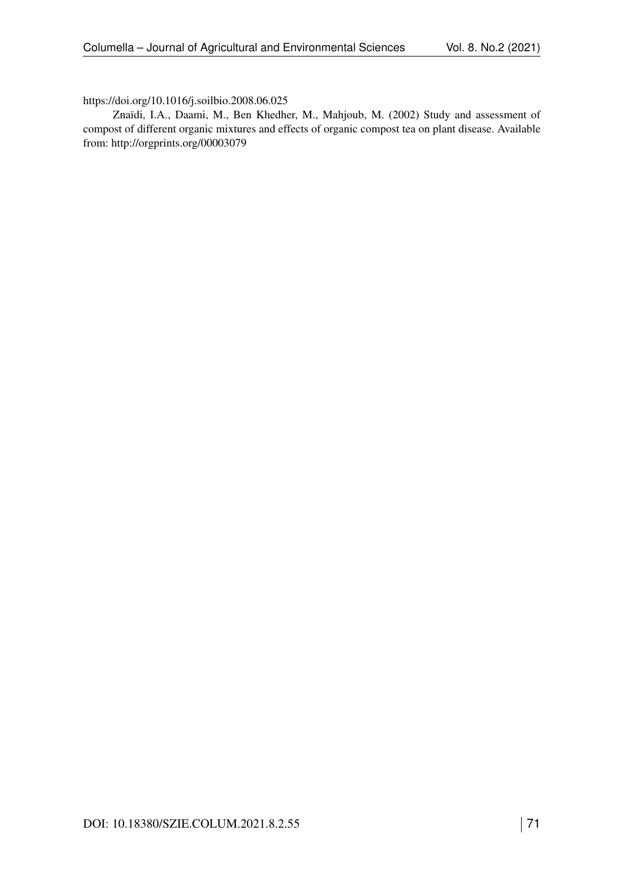https://doi.org/10.1016/j.soilbio.2008.06.025

Znaïdi, I.A., Daami, M., Ben Khedher, M., Mahjoub, M. (2002) Study and assessment of compost of different organic mixtures and effects of organic compost tea on plant disease. Available from: http://orgprints.org/00003079